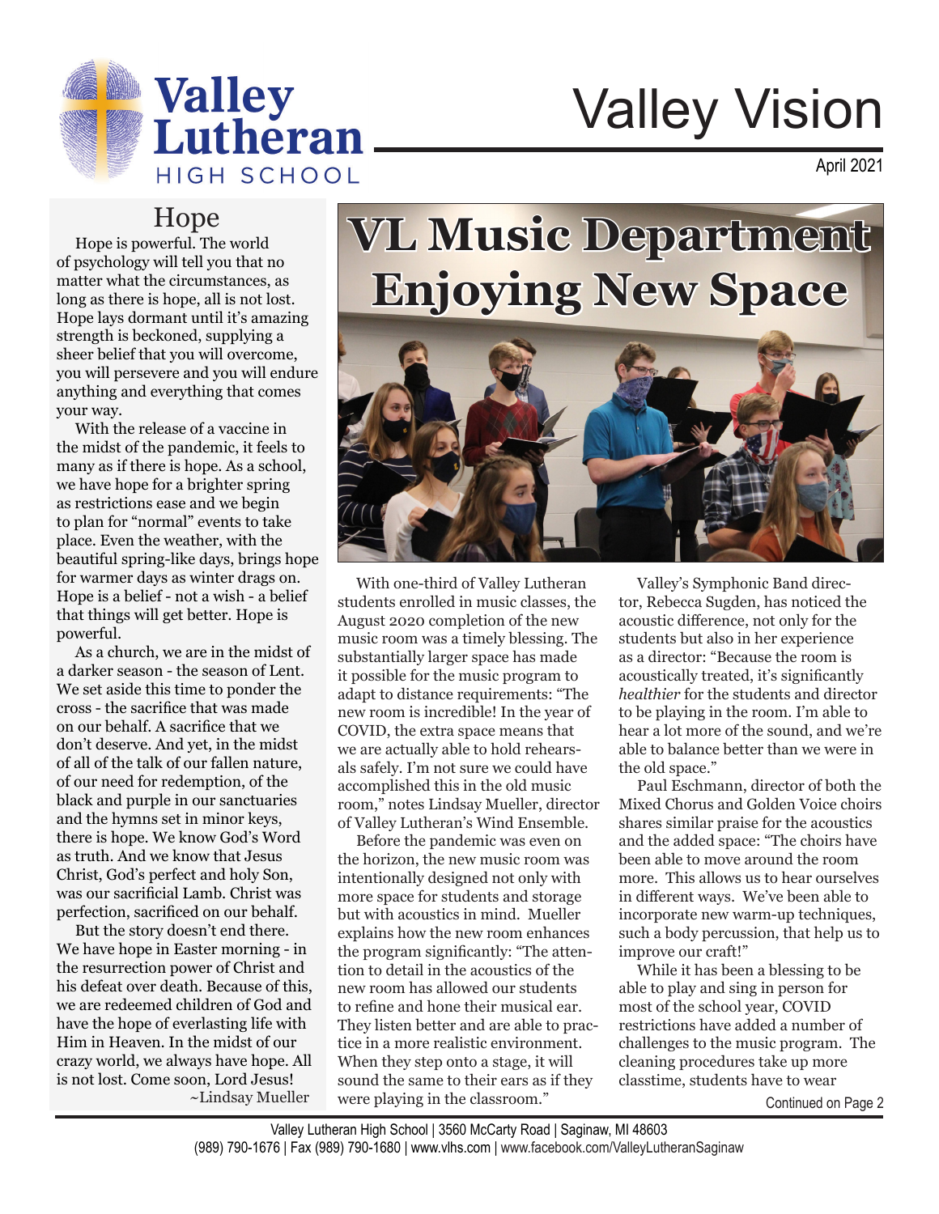# Valley Vision

Valley Lutheran HIGH SCHOOL

April 2021

## Hope

Hope is powerful. The world of psychology will tell you that no matter what the circumstances, as long as there is hope, all is not lost. Hope lays dormant until it's amazing strength is beckoned, supplying a sheer belief that you will overcome, you will persevere and you will endure anything and everything that comes your way.

With the release of a vaccine in the midst of the pandemic, it feels to many as if there is hope. As a school, we have hope for a brighter spring as restrictions ease and we begin to plan for "normal" events to take place. Even the weather, with the beautiful spring-like days, brings hope for warmer days as winter drags on. Hope is a belief - not a wish - a belief that things will get better. Hope is powerful.

As a church, we are in the midst of a darker season - the season of Lent. We set aside this time to ponder the cross - the sacrifice that was made on our behalf. A sacrifice that we don't deserve. And yet, in the midst of all of the talk of our fallen nature, of our need for redemption, of the black and purple in our sanctuaries and the hymns set in minor keys, there is hope. We know God's Word as truth. And we know that Jesus Christ, God's perfect and holy Son, was our sacrificial Lamb. Christ was perfection, sacrificed on our behalf.

But the story doesn't end there. We have hope in Easter morning - in the resurrection power of Christ and his defeat over death. Because of this, we are redeemed children of God and have the hope of everlasting life with Him in Heaven. In the midst of our crazy world, we always have hope. All is not lost. Come soon, Lord Jesus!

~Lindsay Mueller

## VL Music Department Enjoying New Space

With one-third of Valley Lutheran students enrolled in music classes, the August 2020 completion of the new music room was a timely blessing. The substantially larger space has made it possible for the music program to adapt to distance requirements: "The new room is incredible! In the year of COVID, the extra space means that we are actually able to hold rehearsals safely. I'm not sure we could have accomplished this in the old music room," notes Lindsay Mueller, director of Valley Lutheran's Wind Ensemble.

Before the pandemic was even on the horizon, the new music room was intentionally designed not only with more space for students and storage but with acoustics in mind. Mueller explains how the new room enhances the program significantly: "The attention to detail in the acoustics of the new room has allowed our students to refine and hone their musical ear. They listen better and are able to practice in a more realistic environment. When they step onto a stage, it will sound the same to their ears as if they were playing in the classroom."

Valley's Symphonic Band director, Rebecca Sugden, has noticed the acoustic difference, not only for the students but also in her experience as a director: "Because the room is acoustically treated, it's significantly *healthier* for the students and director to be playing in the room. I'm able to hear a lot more of the sound, and we're able to balance better than we were in the old space."

Paul Eschmann, director of both the Mixed Chorus and Golden Voice choirs shares similar praise for the acoustics and the added space: "The choirs have been able to move around the room more. This allows us to hear ourselves in different ways. We've been able to incorporate new warm-up techniques, such a body percussion, that help us to improve our craft!"

While it has been a blessing to be able to play and sing in person for most of the school year, COVID restrictions have added a number of challenges to the music program. The cleaning procedures take up more classtime, students have to wear

Continued on Page 2

Valley Lutheran High School | 3560 McCarty Road | Saginaw, MI 48603
(989) 790-1676 | Fax (989) 790-1680 | www.vlhs.com | www.facebook.com/ValleyLutheranSaginaw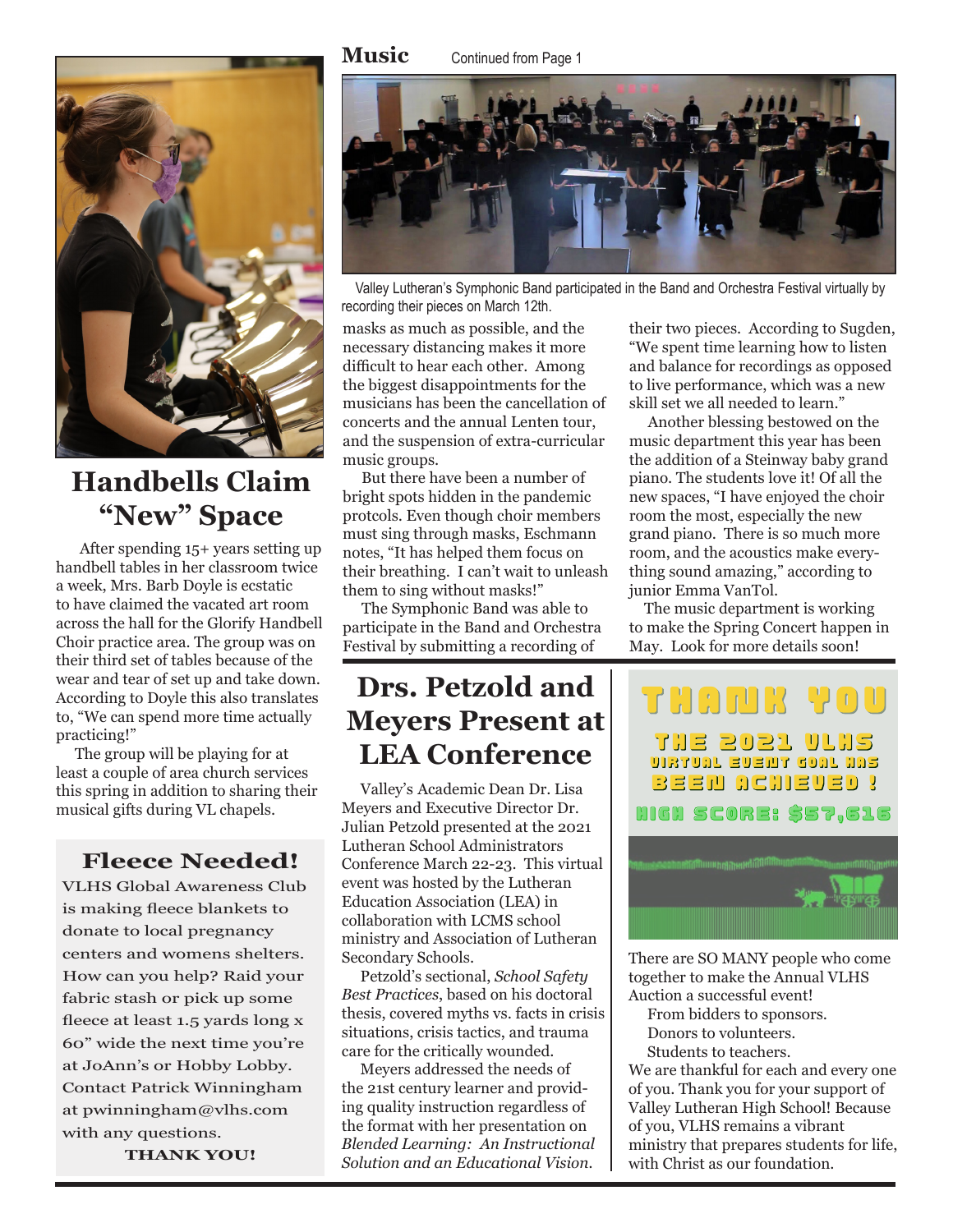## Handbells Claim "New" Space

After spending 15+ years setting up handbell tables in her classroom twice a week, Mrs. Barb Doyle is ecstatic to have claimed the vacated art room across the hall for the Glorify Handbell Choir practice area. The group was on their third set of tables because of the wear and tear of set up and take down. According to Doyle this also translates to, "We can spend more time actually practicing!"

The group will be playing for at least a couple of area church services this spring in addition to sharing their musical gifts during VL chapels.

### Fleece Needed!

VLHS Global Awareness Club is making fleece blankets to donate to local pregnancy centers and womens shelters. How can you help? Raid your fabric stash or pick up some fleece at least 1.5 yards long x 60" wide the next time you're at JoAnn's or Hobby Lobby. Contact Patrick Winningham at pwinningham@vlhs.com with any questions.

**THANK YOU!**

## Music

Continued from Page 1

Valley Lutheran's Symphonic Band participated in the Band and Orchestra Festival virtually by recording their pieces on March 12th.

masks as much as possible, and the necessary distancing makes it more difficult to hear each other. Among the biggest disappointments for the musicians has been the cancellation of concerts and the annual Lenten tour, and the suspension of extra-curricular music groups.

But there have been a number of bright spots hidden in the pandemic protcols. Even though choir members must sing through masks, Eschmann notes, "It has helped them focus on their breathing. I can't wait to unleash them to sing without masks!"

The Symphonic Band was able to participate in the Band and Orchestra Festival by submitting a recording of their two pieces. According to Sugden, "We spent time learning how to listen and balance for recordings as opposed to live performance, which was a new skill set we all needed to learn."

Another blessing bestowed on the music department this year has been the addition of a Steinway baby grand piano. The students love it! Of all the new spaces, "I have enjoyed the choir room the most, especially the new grand piano. There is so much more room, and the acoustics make everything sound amazing," according to junior Emma VanTol.

The music department is working to make the Spring Concert happen in May. Look for more details soon!

## Drs. Petzold and Meyers Present at LEA Conference

Valley's Academic Dean Dr. Lisa Meyers and Executive Director Dr. Julian Petzold presented at the 2021 Lutheran School Administrators Conference March 22-23. This virtual event was hosted by the Lutheran Education Association (LEA) in collaboration with LCMS school ministry and Association of Lutheran Secondary Schools.

Petzold's sectional, *School Safety Best Practices*, based on his doctoral thesis, covered myths vs. facts in crisis situations, crisis tactics, and trauma care for the critically wounded.

Meyers addressed the needs of the 21st century learner and providing quality instruction regardless of the format with her presentation on *Blended Learning: An Instructional Solution and an Educational Vision.*

## THANK YOU

THE 2021 VLHS VIRTUAL EVENT GOAL HAS BEEN ACHIEVED !

HIGH SCORE: $57,616

There are SO MANY people who come together to make the Annual VLHS Auction a successful event!

From bidders to sponsors.
Donors to volunteers.
Students to teachers.

We are thankful for each and every one of you. Thank you for your support of Valley Lutheran High School! Because of you, VLHS remains a vibrant ministry that prepares students for life, with Christ as our foundation.